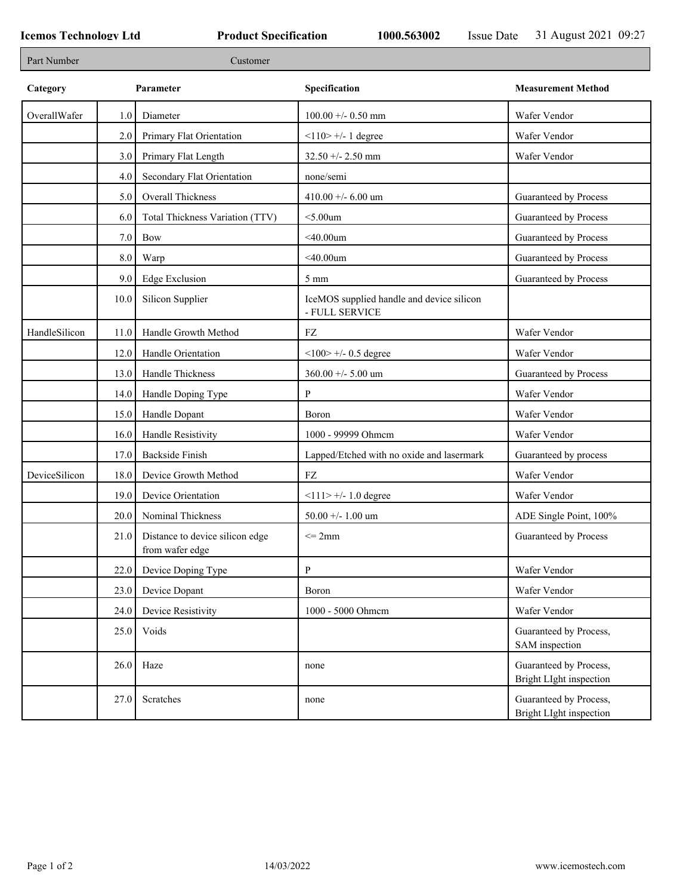**Icemos Technology Ltd** **Product Specification** **1000.563002** Issue Date 31 August 2021 09:27

| Part Number | Customer |
|---|---|

| Category | | Parameter | Specification | Measurement Method |
|---|---|---|---|---|
| OverallWafer | 1.0 | Diameter | 100.00 +/- 0.50 mm | Wafer Vendor |
| | 2.0 | Primary Flat Orientation | <110> +/- 1 degree | Wafer Vendor |
| | 3.0 | Primary Flat Length | 32.50 +/- 2.50 mm | Wafer Vendor |
| | 4.0 | Secondary Flat Orientation | none/semi | |
| | 5.0 | Overall Thickness | 410.00 +/- 6.00 um | Guaranteed by Process |
| | 6.0 | Total Thickness Variation (TTV) | <5.00um | Guaranteed by Process |
| | 7.0 | Bow | <40.00um | Guaranteed by Process |
| | 8.0 | Warp | <40.00um | Guaranteed by Process |
| | 9.0 | Edge Exclusion | 5 mm | Guaranteed by Process |
| | 10.0 | Silicon Supplier | IceMOS supplied handle and device silicon - FULL SERVICE | |
| HandleSilicon | 11.0 | Handle Growth Method | FZ | Wafer Vendor |
| | 12.0 | Handle Orientation | <100> +/- 0.5 degree | Wafer Vendor |
| | 13.0 | Handle Thickness | 360.00 +/- 5.00 um | Guaranteed by Process |
| | 14.0 | Handle Doping Type | P | Wafer Vendor |
| | 15.0 | Handle Dopant | Boron | Wafer Vendor |
| | 16.0 | Handle Resistivity | 1000 - 99999 Ohmcm | Wafer Vendor |
| | 17.0 | Backside Finish | Lapped/Etched with no oxide and lasermark | Guaranteed by process |
| DeviceSilicon | 18.0 | Device Growth Method | FZ | Wafer Vendor |
| | 19.0 | Device Orientation | <111> +/- 1.0 degree | Wafer Vendor |
| | 20.0 | Nominal Thickness | 50.00 +/- 1.00 um | ADE Single Point, 100% |
| | 21.0 | Distance to device silicon edge from wafer edge | <= 2mm | Guaranteed by Process |
| | 22.0 | Device Doping Type | P | Wafer Vendor |
| | 23.0 | Device Dopant | Boron | Wafer Vendor |
| | 24.0 | Device Resistivity | 1000 - 5000 Ohmcm | Wafer Vendor |
| | 25.0 | Voids | | Guaranteed by Process, SAM inspection |
| | 26.0 | Haze | none | Guaranteed by Process, Bright LIght inspection |
| | 27.0 | Scratches | none | Guaranteed by Process, Bright LIght inspection |

14/03/2022 www.icemostech.com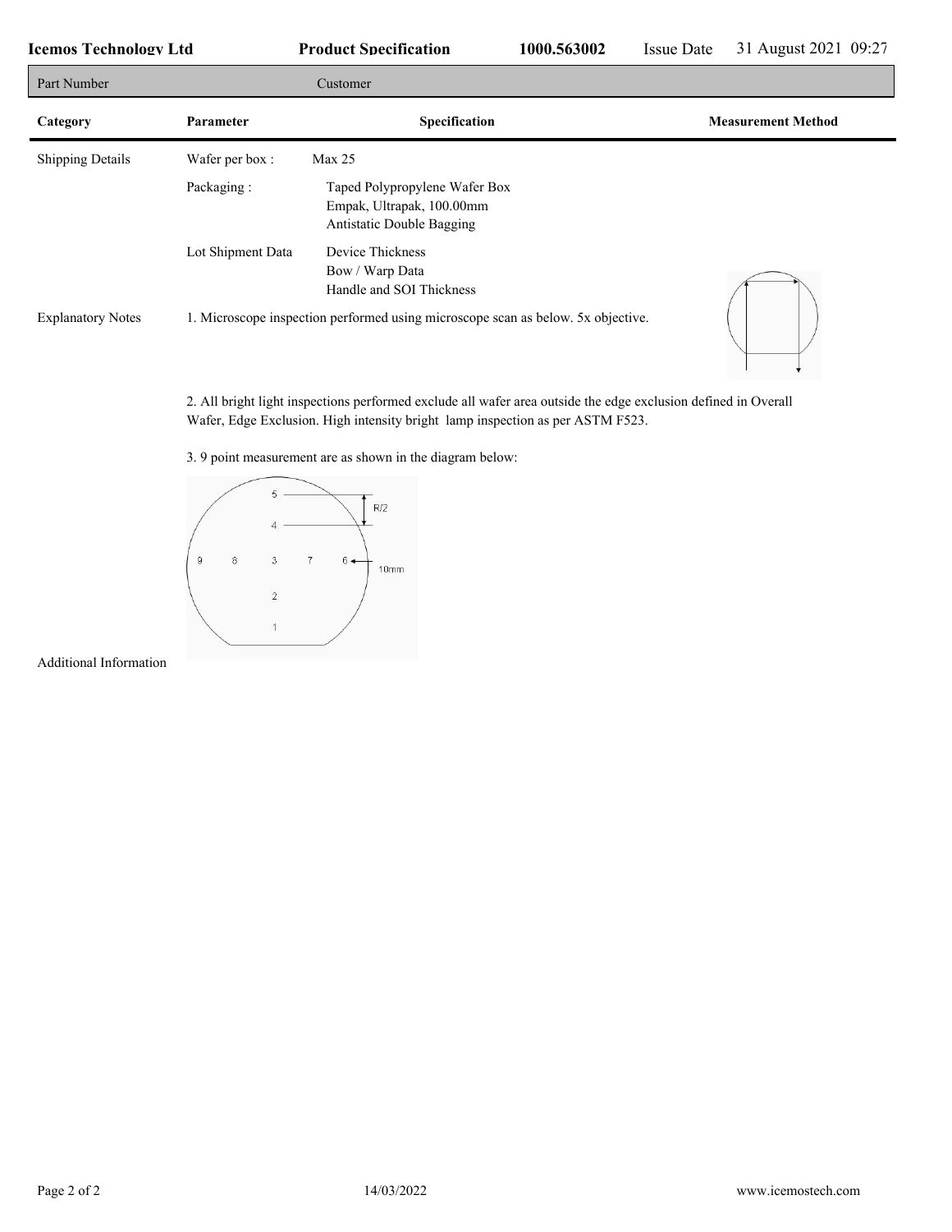| Part Number | Customer | | |
|---|---|---|---|
| **Category** | **Parameter** | **Specification** | **Measurement Method** |
| Shipping Details | Wafer per box : | Max 25 | |
| | Packaging : | Taped Polypropylene Wafer Box<br>Empak, Ultrapak, 100.00mm<br>Antistatic Double Bagging | |
| | Lot Shipment Data | Device Thickness<br>Bow / Warp Data<br>Handle and SOI Thickness | |
| Explanatory Notes | 1. Microscope inspection performed using microscope scan as below. 5x objective. | | |

2. All bright light inspections performed exclude all wafer area outside the edge exclusion defined in Overall Wafer, Edge Exclusion. High intensity bright lamp inspection as per ASTM F523.

3. 9 point measurement are as shown in the diagram below:

5
R/2
4
9 8 3 7 6
10mm
2
1

Additional Information